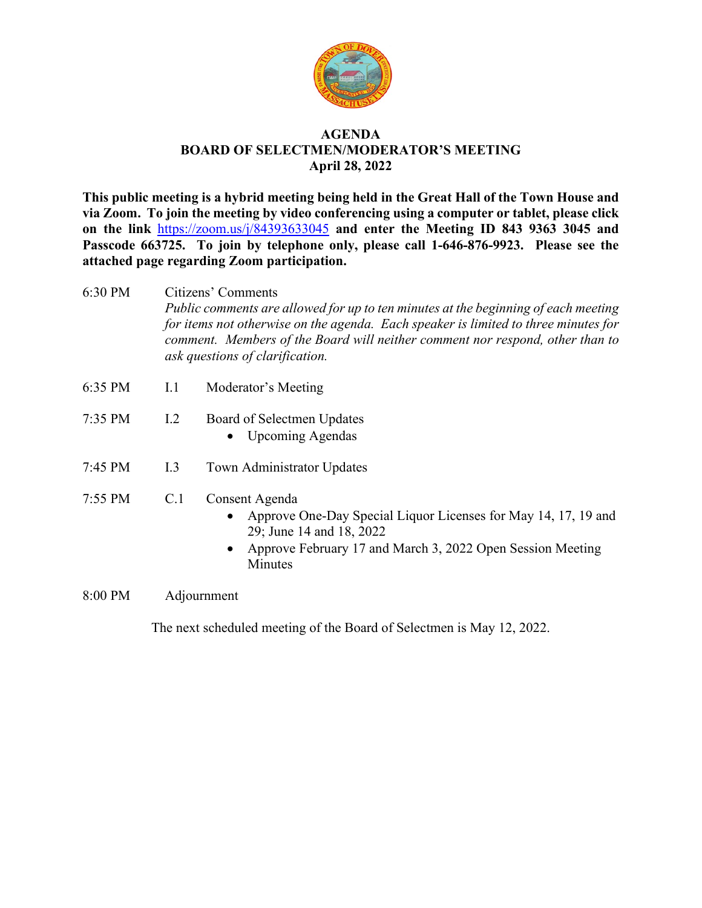# AGENDA
## BOARD OF SELECTMEN/MODERATOR'S MEETING
### April 28, 2022

**This public meeting is a hybrid meeting being held in the Great Hall of the Town House and via Zoom. To join the meeting by video conferencing using a computer or tablet, please click on the link [https://zoom.us/j/84393633045](https://zoom.us/j/84393633045) and enter the Meeting ID 843 9363 3045 and Passcode 663725. To join by telephone only, please call 1-646-876-9923. Please see the attached page regarding Zoom participation.**

6:30 PM Citizens' Comments

*Public comments are allowed for up to ten minutes at the beginning of each meeting for items not otherwise on the agenda. Each speaker is limited to three minutes for comment. Members of the Board will neither comment nor respond, other than to ask questions of clarification.*

6:35 PM I.1 Moderator's Meeting

7:35 PM I.2 Board of Selectmen Updates
- Upcoming Agendas

7:45 PM I.3 Town Administrator Updates

7:55 PM C.1 Consent Agenda
- Approve One-Day Special Liquor Licenses for May 14, 17, 19 and 29; June 14 and 18, 2022
- Approve February 17 and March 3, 2022 Open Session Meeting Minutes

8:00 PM Adjournment

The next scheduled meeting of the Board of Selectmen is May 12, 2022.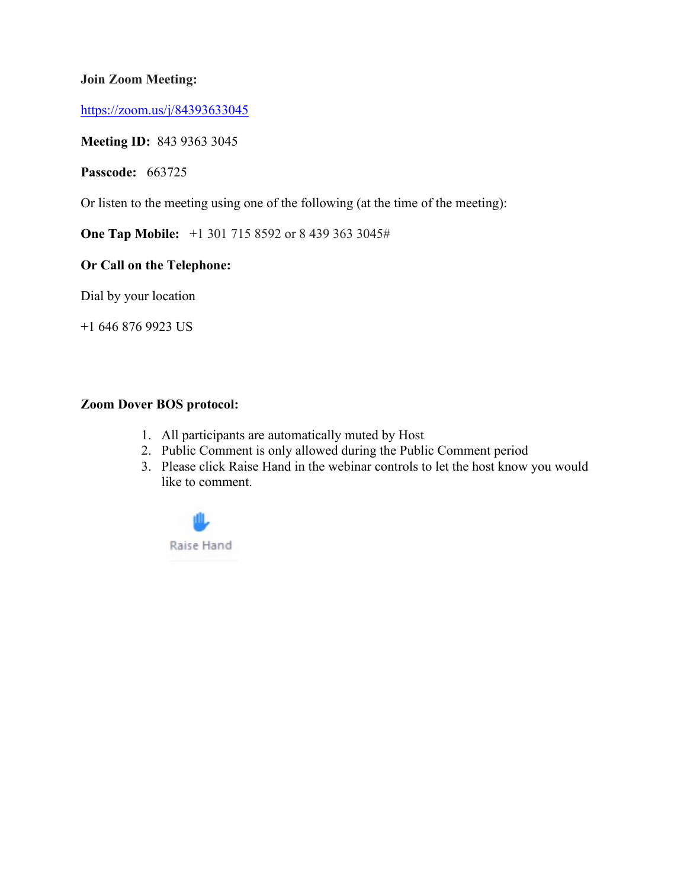**Join Zoom Meeting:**

https://zoom.us/j/84393633045

**Meeting ID:** 843 9363 3045

**Passcode:** 663725

Or listen to the meeting using one of the following (at the time of the meeting):

**One Tap Mobile:** +1 301 715 8592 or 8 439 363 3045#

**Or Call on the Telephone:**

Dial by your location

+1 646 876 9923 US

**Zoom Dover BOS protocol:**

1. All participants are automatically muted by Host
2. Public Comment is only allowed during the Public Comment period
3. Please click Raise Hand in the webinar controls to let the host know you would like to comment.

Raise Hand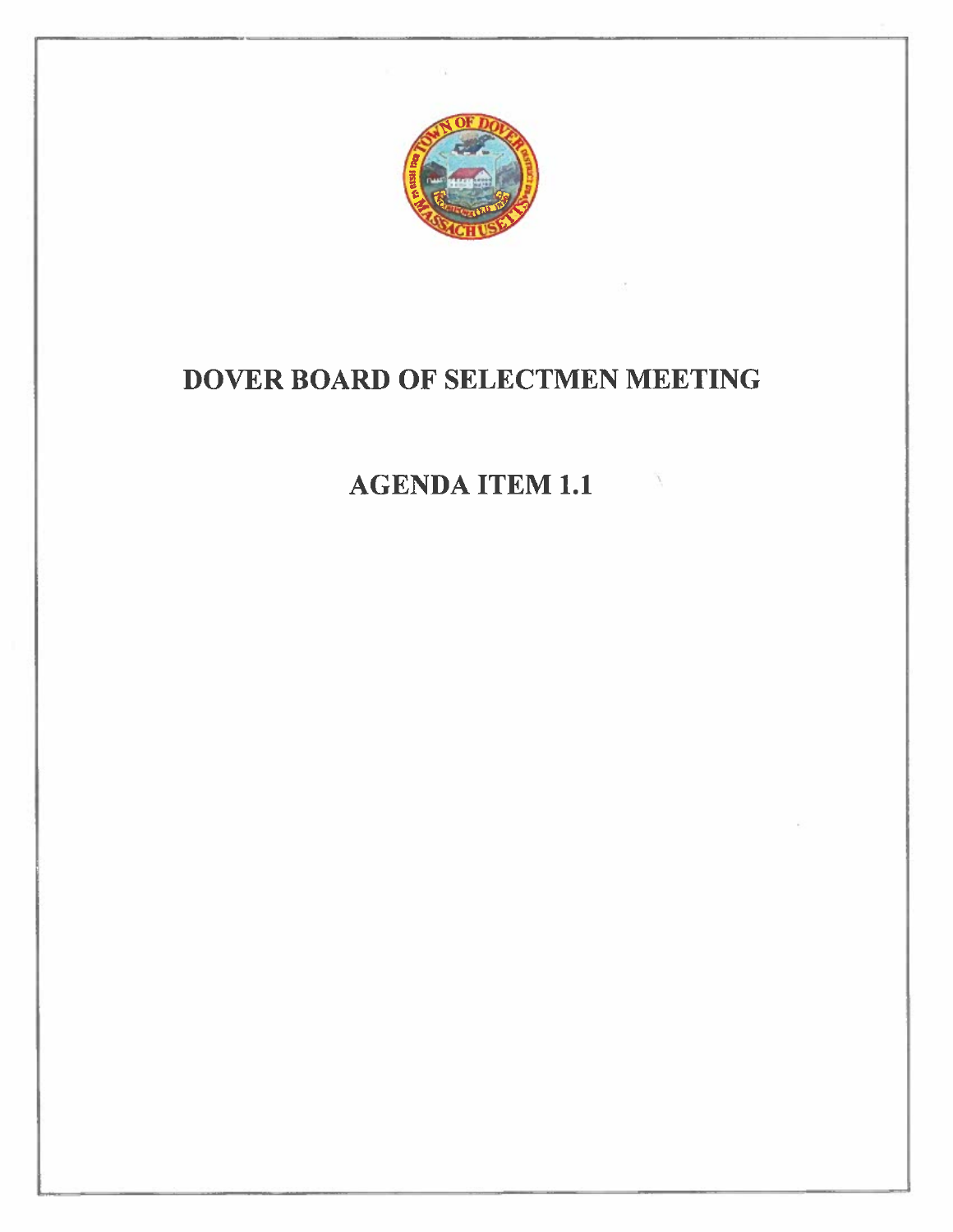# DOVER BOARD OF SELECTMEN MEETING

## AGENDA ITEM 1.1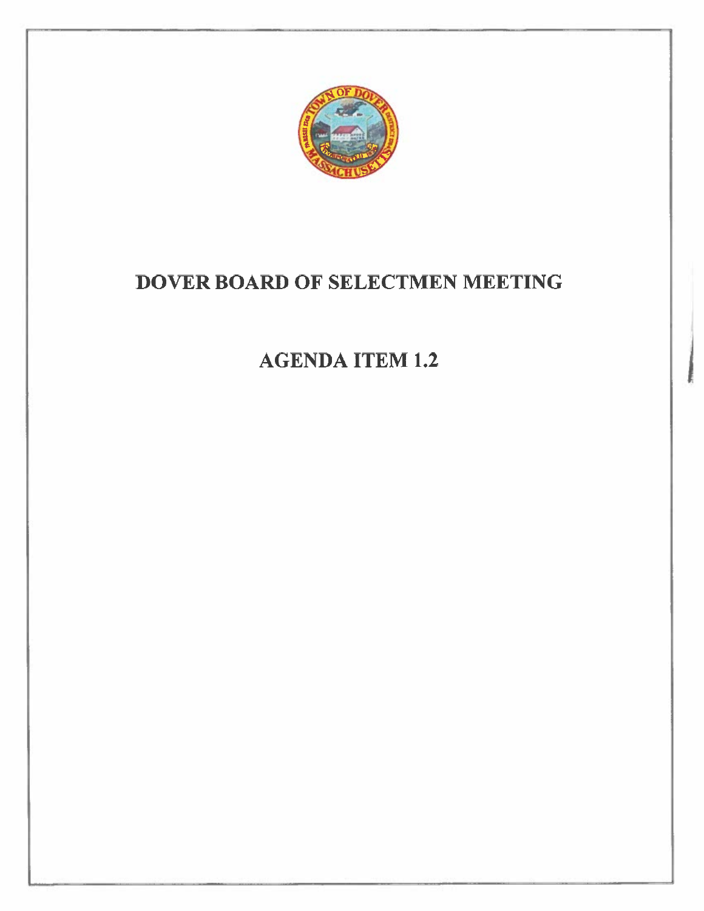# DOVER BOARD OF SELECTMEN MEETING

## AGENDA ITEM 1.2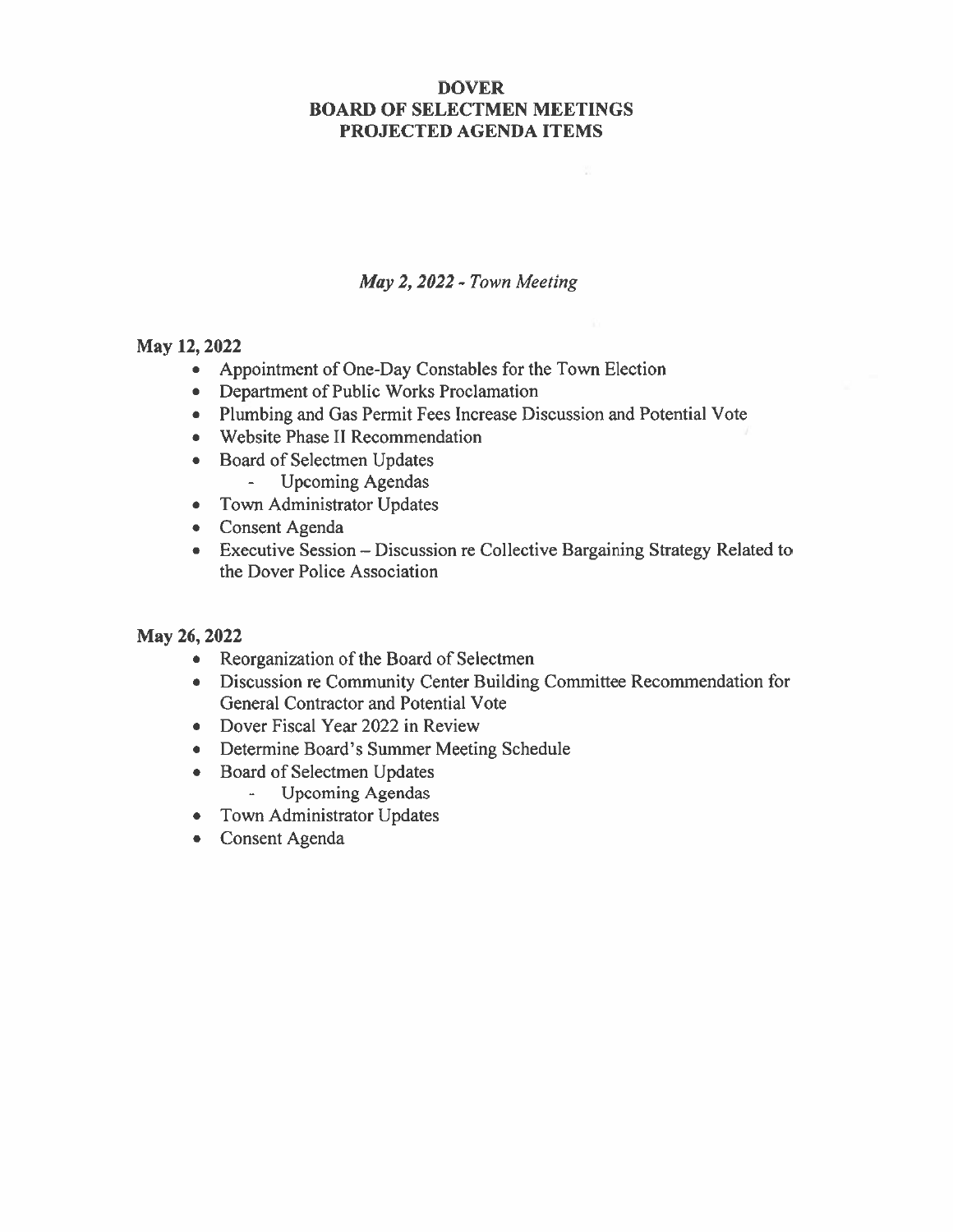# DOVER
# BOARD OF SELECTMEN MEETINGS
# PROJECTED AGENDA ITEMS

*May 2, 2022 - Town Meeting*

**May 12, 2022**

- Appointment of One-Day Constables for the Town Election
- Department of Public Works Proclamation
- Plumbing and Gas Permit Fees Increase Discussion and Potential Vote
- Website Phase II Recommendation
- Board of Selectmen Updates
  - Upcoming Agendas
- Town Administrator Updates
- Consent Agenda
- Executive Session – Discussion re Collective Bargaining Strategy Related to the Dover Police Association

**May 26, 2022**

- Reorganization of the Board of Selectmen
- Discussion re Community Center Building Committee Recommendation for General Contractor and Potential Vote
- Dover Fiscal Year 2022 in Review
- Determine Board's Summer Meeting Schedule
- Board of Selectmen Updates
  - Upcoming Agendas
- Town Administrator Updates
- Consent Agenda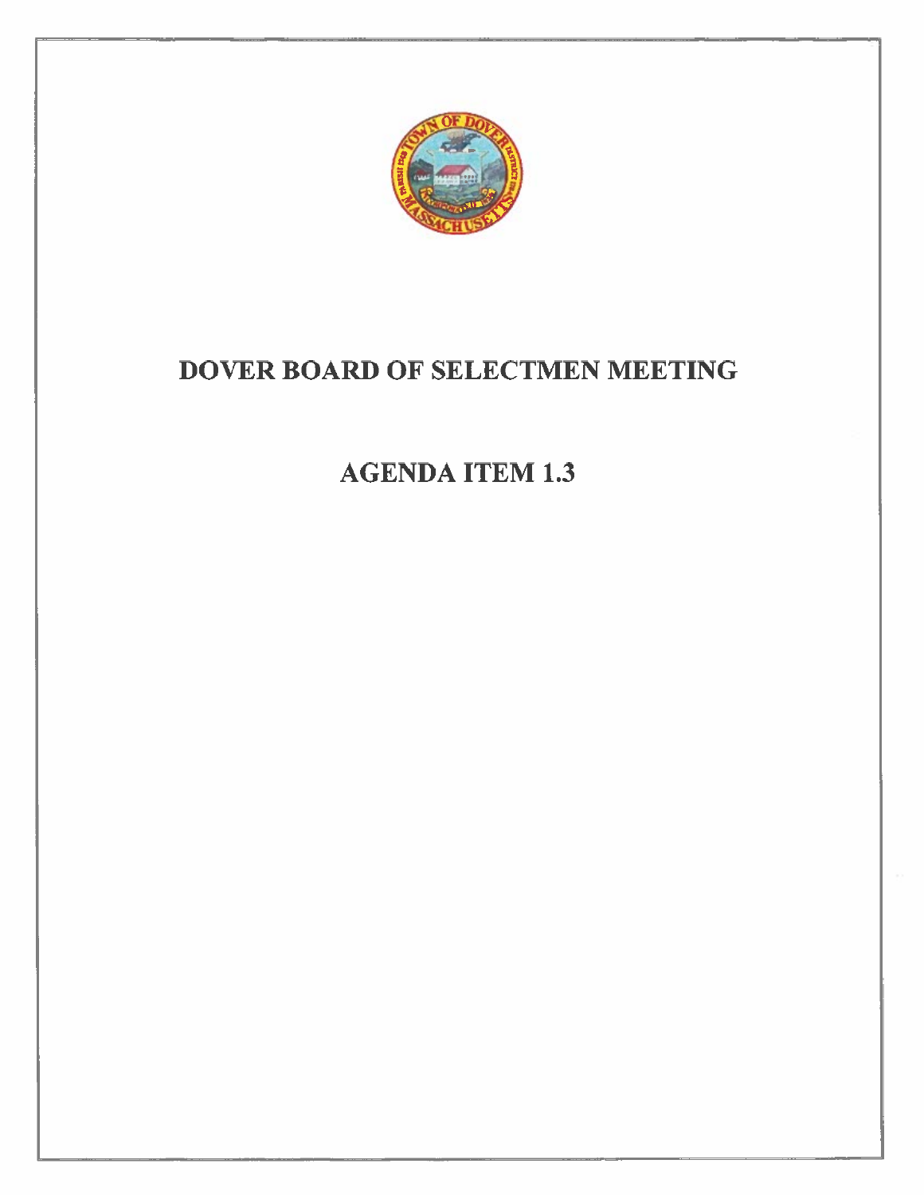# DOVER BOARD OF SELECTMEN MEETING

## AGENDA ITEM 1.3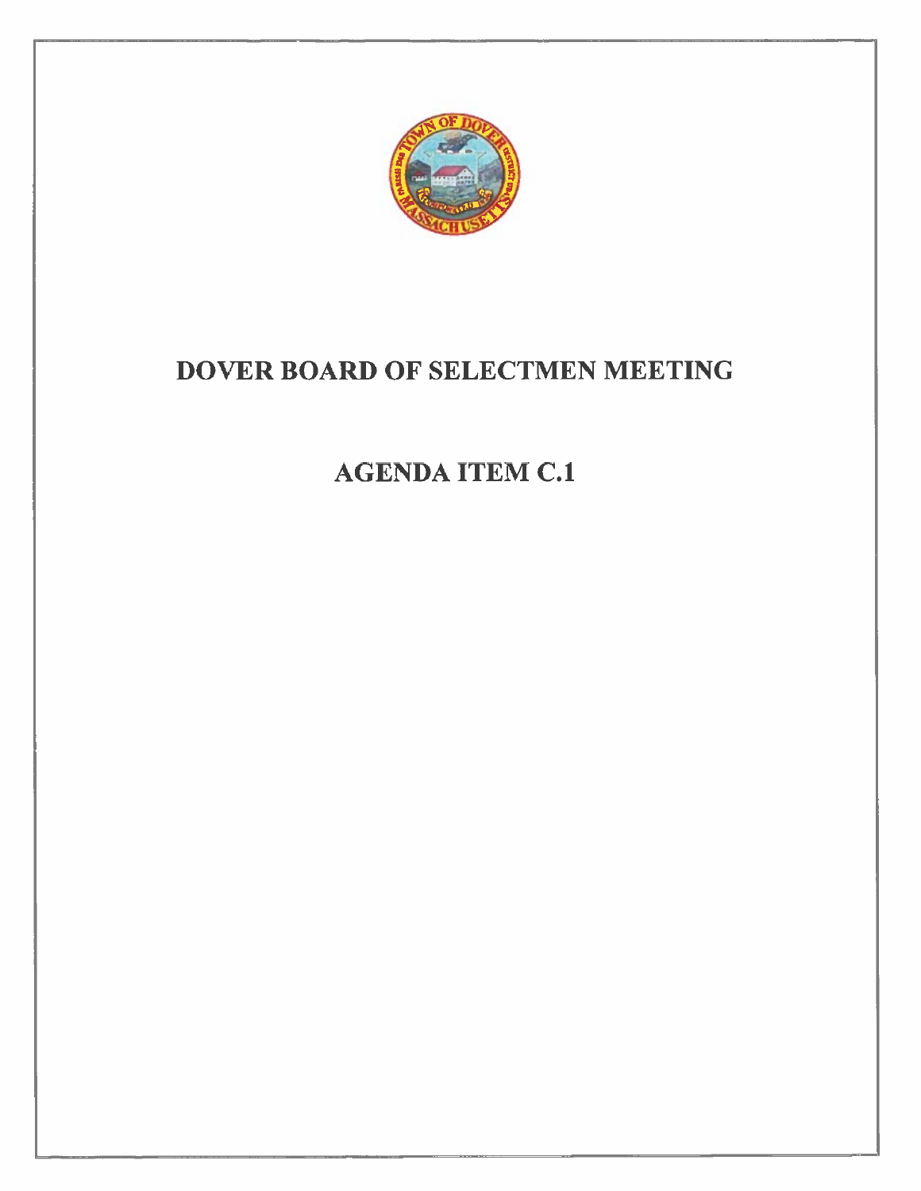# DOVER BOARD OF SELECTMEN MEETING

## AGENDA ITEM C.1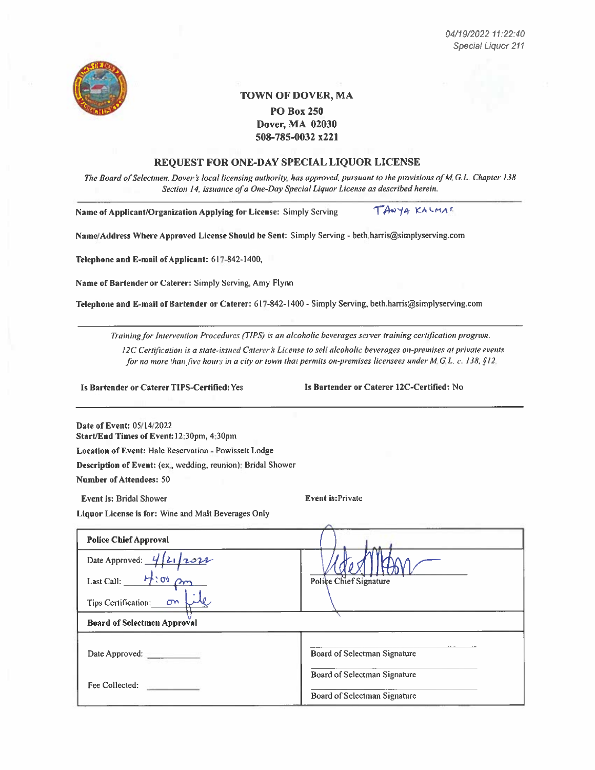04/19/2022 11:22:40
Special Liquor 211

# TOWN OF DOVER, MA

**PO Box 250**
**Dover, MA 02030**
**508-785-0032 x221**

## REQUEST FOR ONE-DAY SPECIAL LIQUOR LICENSE

*The Board of Selectmen, Dover's local licensing authority, has approved, pursuant to the provisions of M.G.L. Chapter 138 Section 14, issuance of a One-Day Special Liquor License as described herein.*

**Name of Applicant/Organization Applying for License:** Simply Serving TANYA KALMAS

**Name/Address Where Approved License Should be Sent:** Simply Serving - beth.harris@simplyserving.com

**Telephone and E-mail of Applicant:** 617-842-1400,

**Name of Bartender or Caterer:** Simply Serving, Amy Flynn

**Telephone and E-mail of Bartender or Caterer:** 617-842-1400 - Simply Serving, beth.harris@simplyserving.com

*Training for Intervention Procedures (TIPS) is an alcoholic beverages server training certification program.*

*12C Certification is a state-issued Caterer's License to sell alcoholic beverages on-premises at private events for no more than five hours in a city or town that permits on-premises licensees under M.G.L. c. 138, §12.*

**Is Bartender or Caterer TIPS-Certified:** Yes

**Is Bartender or Caterer 12C-Certified:** No

**Date of Event:** 05/14/2022
**Start/End Times of Event:** 12:30pm, 4:30pm
**Location of Event:** Hale Reservation - Powissett Lodge
**Description of Event:** (ex., wedding, reunion): Bridal Shower
**Number of Attendees:** 50

**Event is:** Bridal Shower

**Event is:** Private

**Liquor License is for:** Wine and Malt Beverages Only

| **Police Chief Approval** | |
|---|---|
| Date Approved: 4/21/2022<br>Last Call: 4:00 pm<br>Tips Certification: on file | [signature]<br>Police Chief Signature |
| **Board of Selectmen Approval** | |
| Date Approved: ________<br>Fee Collected: ________ | Board of Selectman Signature<br>Board of Selectman Signature<br>Board of Selectman Signature |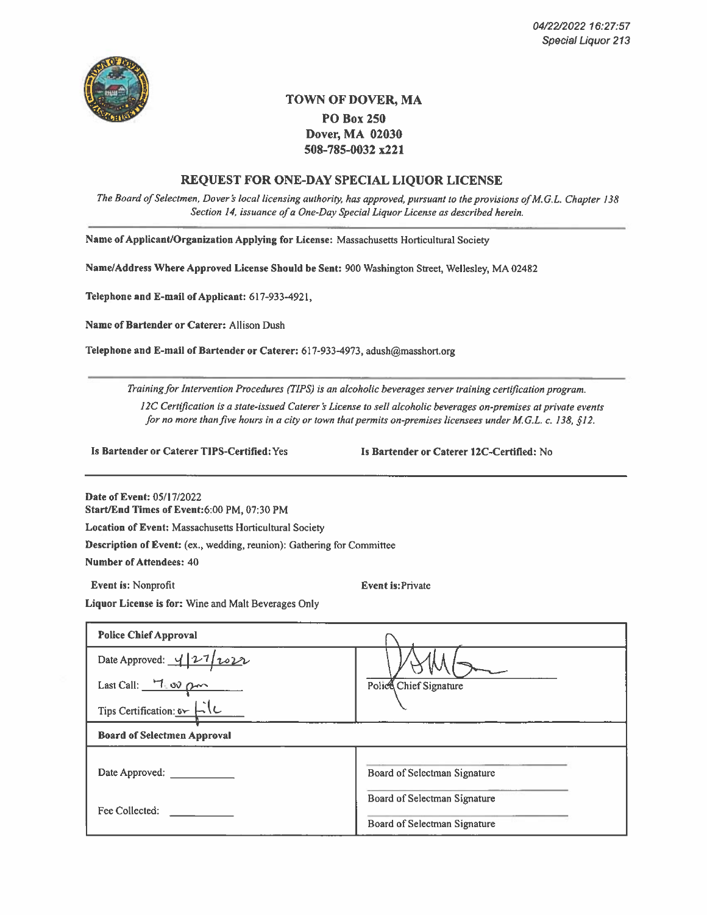04/22/2022 16:27:57
Special Liquor 213

# TOWN OF DOVER, MA

**PO Box 250**
**Dover, MA 02030**
**508-785-0032 x221**

## REQUEST FOR ONE-DAY SPECIAL LIQUOR LICENSE

*The Board of Selectmen, Dover's local licensing authority, has approved, pursuant to the provisions of M.G.L. Chapter 138 Section 14, issuance of a One-Day Special Liquor License as described herein.*

**Name of Applicant/Organization Applying for License:** Massachusetts Horticultural Society

**Name/Address Where Approved License Should be Sent:** 900 Washington Street, Wellesley, MA 02482

**Telephone and E-mail of Applicant:** 617-933-4921,

**Name of Bartender or Caterer:** Allison Dush

**Telephone and E-mail of Bartender or Caterer:** 617-933-4973, adush@masshort.org

*Training for Intervention Procedures (TIPS) is an alcoholic beverages server training certification program.*

*12C Certification is a state-issued Caterer's License to sell alcoholic beverages on-premises at private events for no more than five hours in a city or town that permits on-premises licensees under M.G.L. c. 138, §12.*

**Is Bartender or Caterer TIPS-Certified:** Yes

**Is Bartender or Caterer 12C-Certified:** No

**Date of Event:** 05/17/2022
**Start/End Times of Event:** 6:00 PM, 07:30 PM

**Location of Event:** Massachusetts Horticultural Society

**Description of Event:** (ex., wedding, reunion): Gathering for Committee

**Number of Attendees:** 40

**Event is:** Nonprofit

**Event is:** Private

**Liquor License is for:** Wine and Malt Beverages Only

| **Police Chief Approval** | |
|---|---|
| Date Approved: 4/27/2022<br>Last Call: 7:00 pm<br>Tips Certification: on file | Police Chief Signature |
| **Board of Selectmen Approval** | |
| Date Approved: ___________<br>Fee Collected: ___________ | Board of Selectman Signature<br>Board of Selectman Signature<br>Board of Selectman Signature |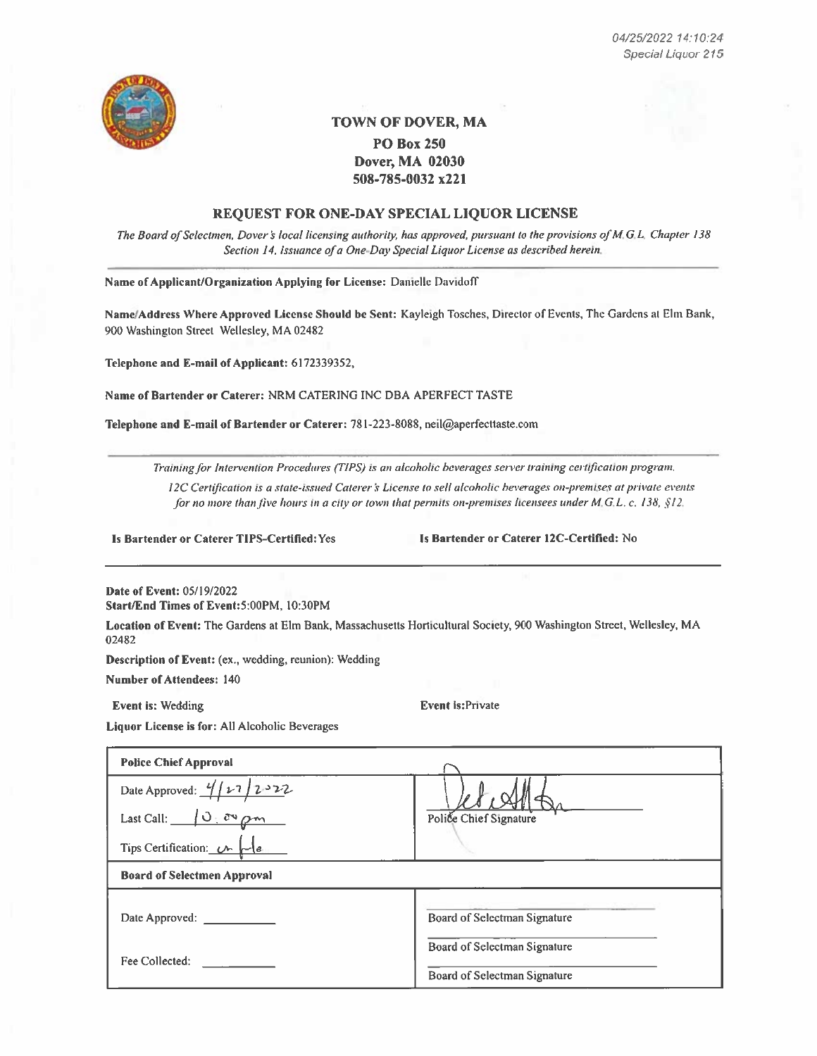04/25/2022 14:10:24
Special Liquor 215

# TOWN OF DOVER, MA

**PO Box 250**
**Dover, MA 02030**
**508-785-0032 x221**

## REQUEST FOR ONE-DAY SPECIAL LIQUOR LICENSE

*The Board of Selectmen, Dover's local licensing authority, has approved, pursuant to the provisions of M.G.L. Chapter 138 Section 14, issuance of a One-Day Special Liquor License as described herein.*

---

**Name of Applicant/Organization Applying for License:** Danielle Davidoff

**Name/Address Where Approved License Should be Sent:** Kayleigh Tosches, Director of Events, The Gardens at Elm Bank, 900 Washington Street Wellesley, MA 02482

**Telephone and E-mail of Applicant:** 6172339352,

**Name of Bartender or Caterer:** NRM CATERING INC DBA APERFECT TASTE

**Telephone and E-mail of Bartender or Caterer:** 781-223-8088, neil@aperfecttaste.com

---

*Training for Intervention Procedures (TIPS) is an alcoholic beverages server training certification program.*

*12C Certification is a state-issued Caterer's License to sell alcoholic beverages on-premises at private events for no more than five hours in a city or town that permits on-premises licensees under M.G.L. c. 138, §12.*

**Is Bartender or Caterer TIPS-Certified:** Yes    **Is Bartender or Caterer 12C-Certified:** No

---

**Date of Event:** 05/19/2022
**Start/End Times of Event:** 5:00PM, 10:30PM

**Location of Event:** The Gardens at Elm Bank, Massachusetts Horticultural Society, 900 Washington Street, Wellesley, MA 02482

**Description of Event:** (ex., wedding, reunion): Wedding

**Number of Attendees:** 140

**Event is:** Wedding    **Event is:** Private

**Liquor License is for:** All Alcoholic Beverages

| **Police Chief Approval** | |
|---|---|
| Date Approved: 4/27/2022 | [signature] Police Chief Signature |
| Last Call: 10:00pm | |
| Tips Certification: on file | |
| **Board of Selectmen Approval** | |
| Date Approved: ________ | Board of Selectman Signature |
| Fee Collected: ________ | Board of Selectman Signature |
| | Board of Selectman Signature |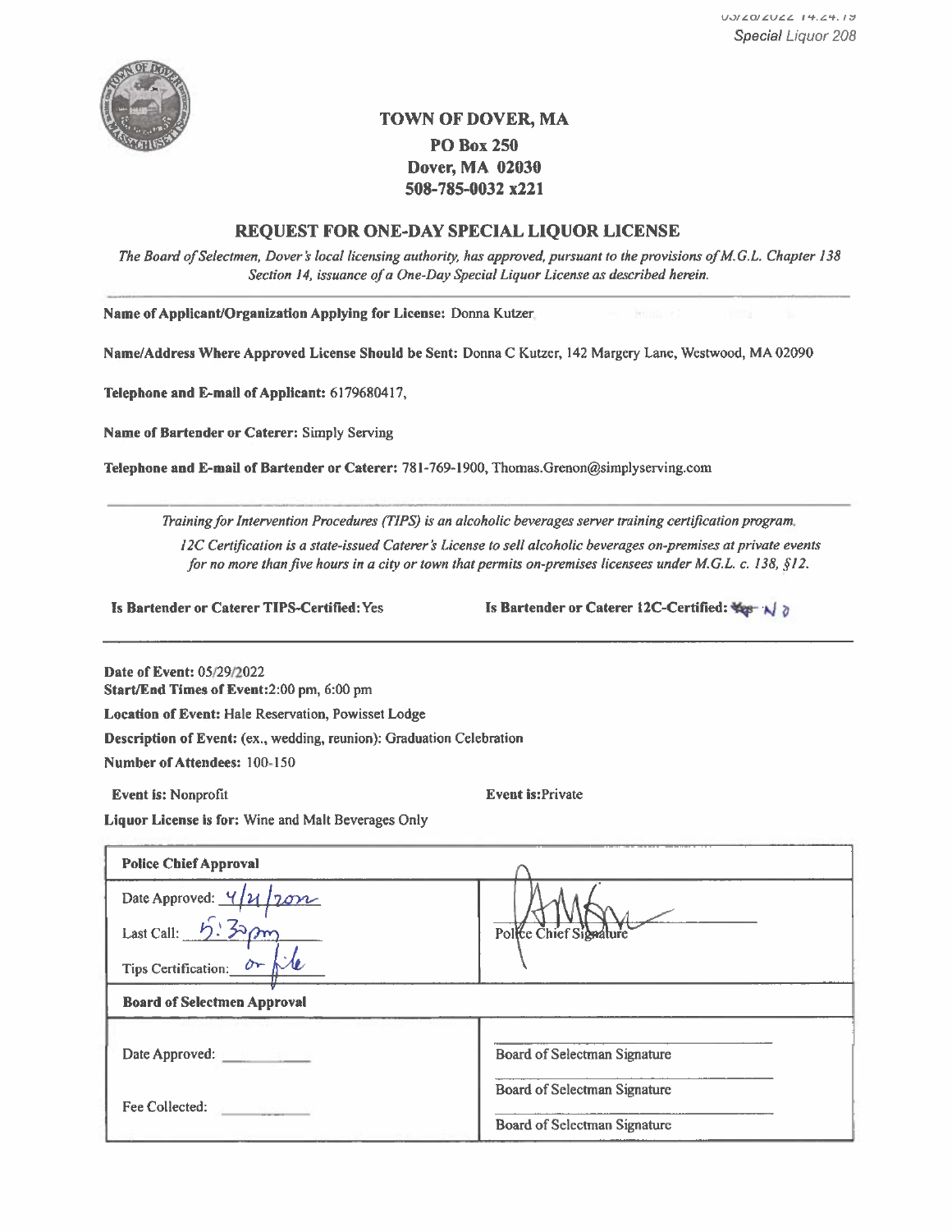# TOWN OF DOVER, MA

**PO Box 250**
**Dover, MA 02030**
**508-785-0032 x221**

## REQUEST FOR ONE-DAY SPECIAL LIQUOR LICENSE

*The Board of Selectmen, Dover's local licensing authority, has approved, pursuant to the provisions of M.G.L. Chapter 138 Section 14, issuance of a One-Day Special Liquor License as described herein.*

**Name of Applicant/Organization Applying for License:** Donna Kutzer

**Name/Address Where Approved License Should be Sent:** Donna C Kutzer, 142 Margery Lane, Westwood, MA 02090

**Telephone and E-mail of Applicant:** 6179680417,

**Name of Bartender or Caterer:** Simply Serving

**Telephone and E-mail of Bartender or Caterer:** 781-769-1900, Thomas.Grenon@simplyserving.com

*Training for Intervention Procedures (TIPS) is an alcoholic beverages server training certification program.*

*12C Certification is a state-issued Caterer's License to sell alcoholic beverages on-premises at private events for no more than five hours in a city or town that permits on-premises licensees under M.G.L. c. 138, §12.*

**Is Bartender or Caterer TIPS-Certified:** Yes

**Is Bartender or Caterer 12C-Certified:** ~~Yes~~ No

**Date of Event:** 05/29/2022
**Start/End Times of Event:** 2:00 pm, 6:00 pm
**Location of Event:** Hale Reservation, Powisset Lodge
**Description of Event:** (ex., wedding, reunion): Graduation Celebration
**Number of Attendees:** 100-150

**Event is:** Nonprofit

**Event is:** Private

**Liquor License is for:** Wine and Malt Beverages Only

| **Police Chief Approval** | |
|---|---|
| Date Approved: 4/21/2022<br>Last Call: 5:30pm<br>Tips Certification: on file | [signature]<br>Police Chief Signature |
| **Board of Selectmen Approval** | |
| Date Approved: ______<br>Fee Collected: ______ | Board of Selectman Signature<br>Board of Selectman Signature<br>Board of Selectman Signature |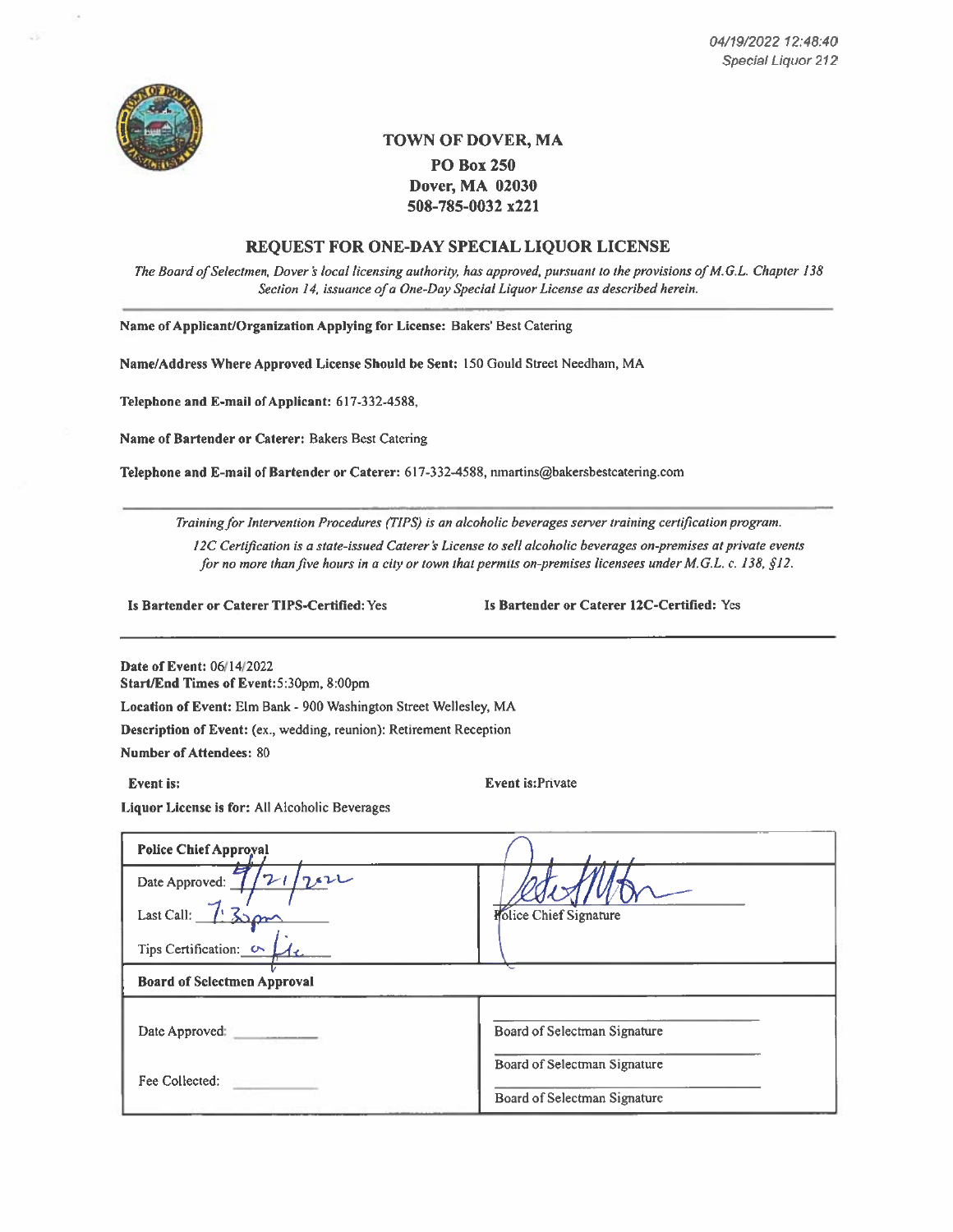04/19/2022 12:48:40
Special Liquor 212

# TOWN OF DOVER, MA

**PO Box 250**
**Dover, MA 02030**
**508-785-0032 x221**

## REQUEST FOR ONE-DAY SPECIAL LIQUOR LICENSE

*The Board of Selectmen, Dover's local licensing authority, has approved, pursuant to the provisions of M.G.L. Chapter 138 Section 14, issuance of a One-Day Special Liquor License as described herein.*

**Name of Applicant/Organization Applying for License:** Bakers' Best Catering

**Name/Address Where Approved License Should be Sent:** 150 Gould Street Needham, MA

**Telephone and E-mail of Applicant:** 617-332-4588,

**Name of Bartender or Caterer:** Bakers Best Catering

**Telephone and E-mail of Bartender or Caterer:** 617-332-4588, nmartins@bakersbestcatering.com

*Training for Intervention Procedures (TIPS) is an alcoholic beverages server training certification program.*

*12C Certification is a state-issued Caterer's License to sell alcoholic beverages on-premises at private events for no more than five hours in a city or town that permits on-premises licensees under M.G.L. c. 138, §12.*

**Is Bartender or Caterer TIPS-Certified:** Yes

**Is Bartender or Caterer 12C-Certified:** Yes

**Date of Event:** 06/14/2022
**Start/End Times of Event:** 5:30pm, 8:00pm
**Location of Event:** Elm Bank - 900 Washington Street Wellesley, MA
**Description of Event:** (ex., wedding, reunion): Retirement Reception
**Number of Attendees:** 80

**Event is:**

**Event is:** Private

**Liquor License is for:** All Alcoholic Beverages

| **Police Chief Approval** | |
|---|---|
| Date Approved: 4/21/2022 | [signature] |
| Last Call: 7:30pm | Police Chief Signature |
| Tips Certification: on file | |
| **Board of Selectmen Approval** | |
| Date Approved: ________ | Board of Selectman Signature |
| | Board of Selectman Signature |
| Fee Collected: ________ | Board of Selectman Signature |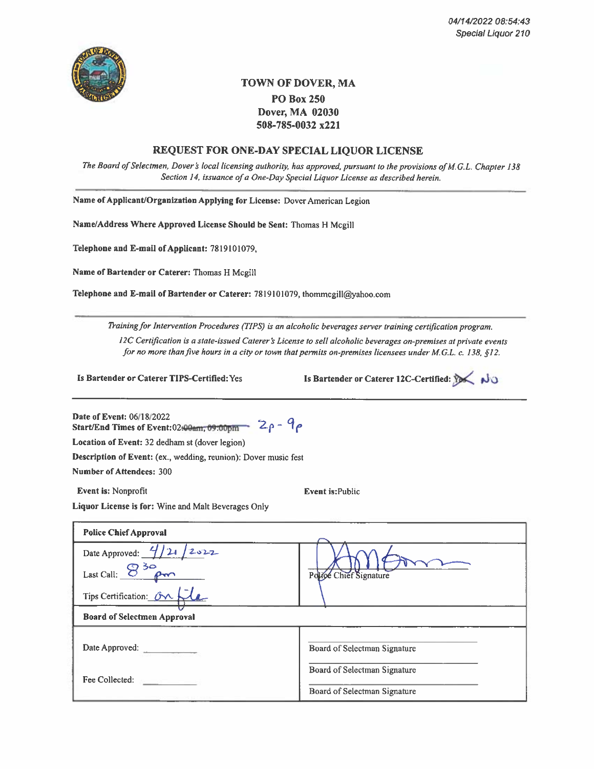04/14/2022 08:54:43
Special Liquor 210

# TOWN OF DOVER, MA

**PO Box 250**
**Dover, MA 02030**
**508-785-0032 x221**

## REQUEST FOR ONE-DAY SPECIAL LIQUOR LICENSE

*The Board of Selectmen, Dover's local licensing authority, has approved, pursuant to the provisions of M.G.L. Chapter 138 Section 14, issuance of a One-Day Special Liquor License as described herein.*

---

**Name of Applicant/Organization Applying for License:** Dover American Legion

**Name/Address Where Approved License Should be Sent:** Thomas H Mcgill

**Telephone and E-mail of Applicant:** 7819101079,

**Name of Bartender or Caterer:** Thomas H Mcgill

**Telephone and E-mail of Bartender or Caterer:** 7819101079, thommcgill@yahoo.com

---

*Training for Intervention Procedures (TIPS) is an alcoholic beverages server training certification program.*

*12C Certification is a state-issued Caterer's License to sell alcoholic beverages on-premises at private events for no more than five hours in a city or town that permits on-premises licensees under M.G.L. c. 138, §12.*

**Is Bartender or Caterer TIPS-Certified:** Yes

**Is Bartender or Caterer 12C-Certified:** ~~Yes~~ No

---

**Date of Event:** 06/18/2022

**Start/End Times of Event:** 02:~~00am, 09:00pm~~ 2p - 9p

**Location of Event:** 32 dedham st (dover legion)

**Description of Event:** (ex., wedding, reunion): Dover music fest

**Number of Attendees:** 300

**Event is:** Nonprofit

**Event is:** Public

**Liquor License is for:** Wine and Malt Beverages Only

| **Police Chief Approval** | |
|---|---|
| Date Approved: 4/21/2022<br>Last Call: 8:30 pm<br>Tips Certification: On file | [signature]<br>Police Chief Signature |
| **Board of Selectmen Approval** | |
| Date Approved: ________<br><br>Fee Collected: ________ | Board of Selectman Signature<br>Board of Selectman Signature<br>Board of Selectman Signature |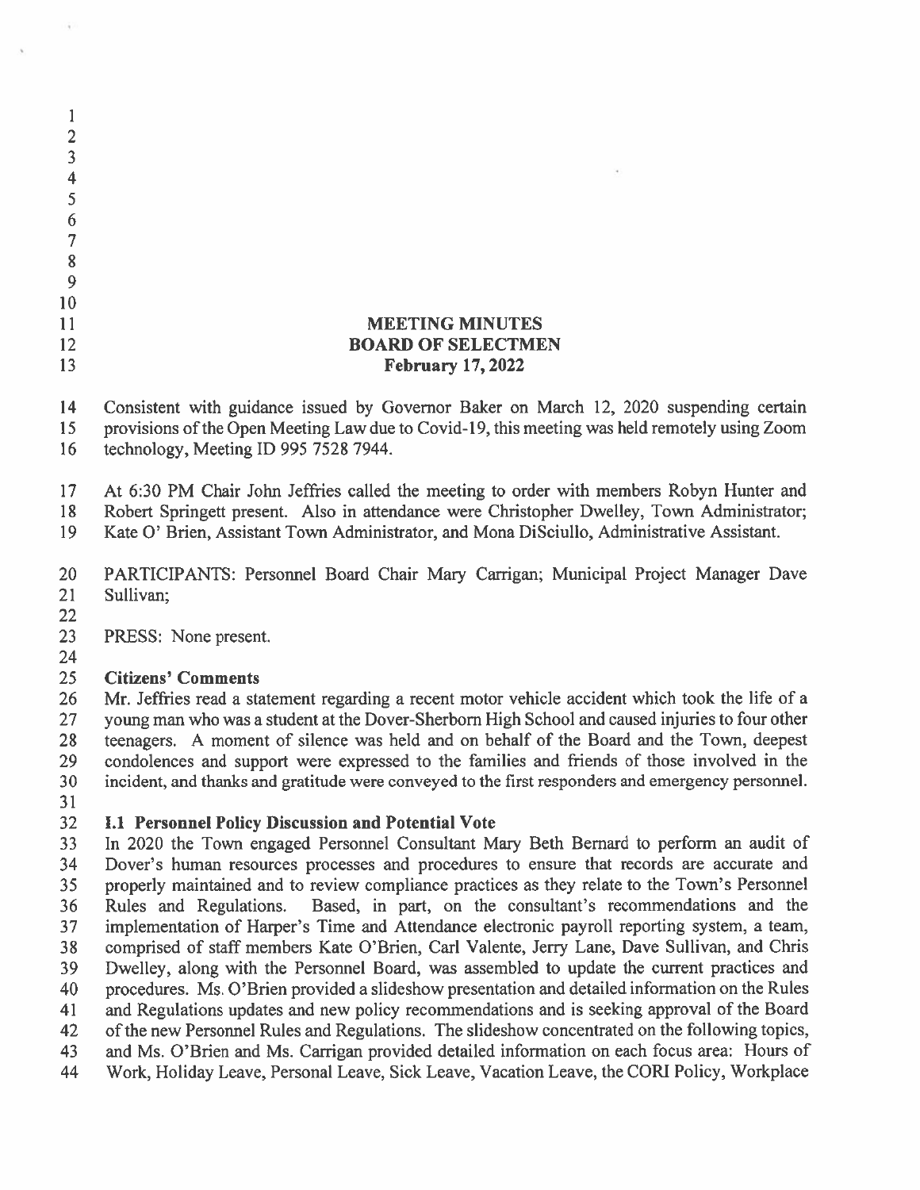# MEETING MINUTES
## BOARD OF SELECTMEN
### February 17, 2022

Consistent with guidance issued by Governor Baker on March 12, 2020 suspending certain provisions of the Open Meeting Law due to Covid-19, this meeting was held remotely using Zoom technology, Meeting ID 995 7528 7944.

At 6:30 PM Chair John Jeffries called the meeting to order with members Robyn Hunter and Robert Springett present. Also in attendance were Christopher Dwelley, Town Administrator; Kate O' Brien, Assistant Town Administrator, and Mona DiSciullo, Administrative Assistant.

PARTICIPANTS: Personnel Board Chair Mary Carrigan; Municipal Project Manager Dave Sullivan;

PRESS: None present.

**Citizens' Comments**

Mr. Jeffries read a statement regarding a recent motor vehicle accident which took the life of a young man who was a student at the Dover-Sherborn High School and caused injuries to four other teenagers. A moment of silence was held and on behalf of the Board and the Town, deepest condolences and support were expressed to the families and friends of those involved in the incident, and thanks and gratitude were conveyed to the first responders and emergency personnel.

**I.1 Personnel Policy Discussion and Potential Vote**

In 2020 the Town engaged Personnel Consultant Mary Beth Bernard to perform an audit of Dover's human resources processes and procedures to ensure that records are accurate and properly maintained and to review compliance practices as they relate to the Town's Personnel Rules and Regulations. Based, in part, on the consultant's recommendations and the implementation of Harper's Time and Attendance electronic payroll reporting system, a team, comprised of staff members Kate O'Brien, Carl Valente, Jerry Lane, Dave Sullivan, and Chris Dwelley, along with the Personnel Board, was assembled to update the current practices and procedures. Ms. O'Brien provided a slideshow presentation and detailed information on the Rules and Regulations updates and new policy recommendations and is seeking approval of the Board of the new Personnel Rules and Regulations. The slideshow concentrated on the following topics, and Ms. O'Brien and Ms. Carrigan provided detailed information on each focus area: Hours of Work, Holiday Leave, Personal Leave, Sick Leave, Vacation Leave, the CORI Policy, Workplace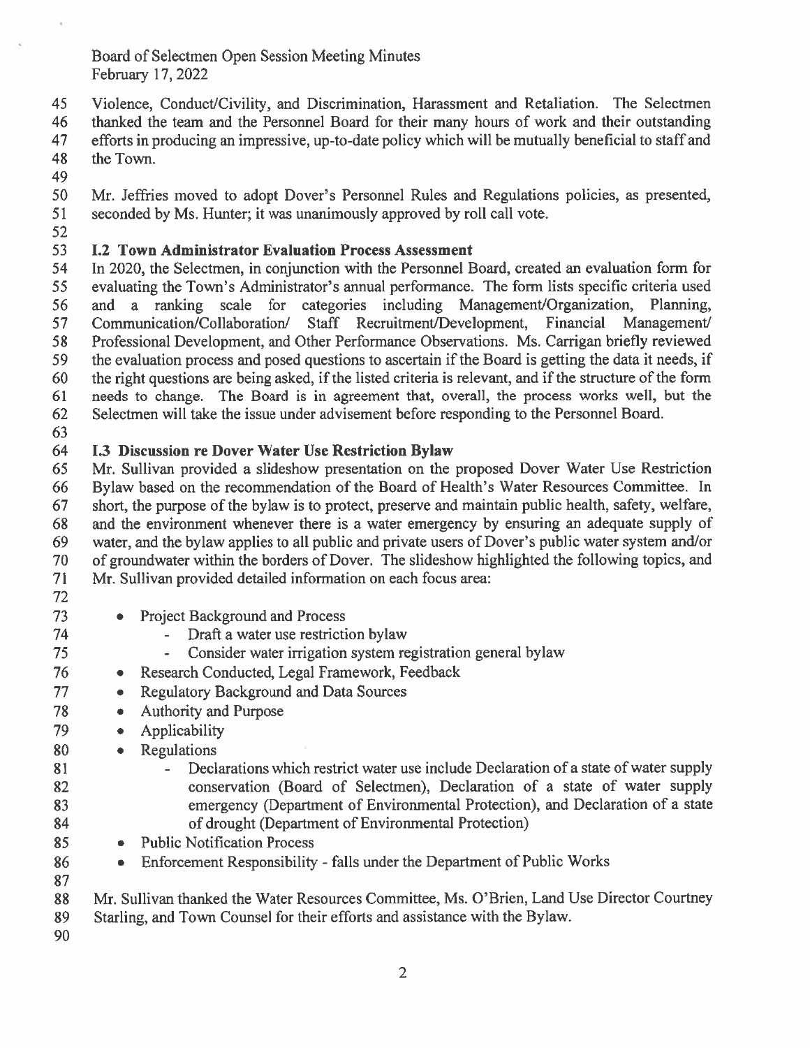Violence, Conduct/Civility, and Discrimination, Harassment and Retaliation. The Selectmen thanked the team and the Personnel Board for their many hours of work and their outstanding efforts in producing an impressive, up-to-date policy which will be mutually beneficial to staff and the Town.

Mr. Jeffries moved to adopt Dover's Personnel Rules and Regulations policies, as presented, seconded by Ms. Hunter; it was unanimously approved by roll call vote.

### I.2 Town Administrator Evaluation Process Assessment

In 2020, the Selectmen, in conjunction with the Personnel Board, created an evaluation form for evaluating the Town's Administrator's annual performance. The form lists specific criteria used and a ranking scale for categories including Management/Organization, Planning, Communication/Collaboration/ Staff Recruitment/Development, Financial Management/ Professional Development, and Other Performance Observations. Ms. Carrigan briefly reviewed the evaluation process and posed questions to ascertain if the Board is getting the data it needs, if the right questions are being asked, if the listed criteria is relevant, and if the structure of the form needs to change. The Board is in agreement that, overall, the process works well, but the Selectmen will take the issue under advisement before responding to the Personnel Board.

### I.3 Discussion re Dover Water Use Restriction Bylaw

Mr. Sullivan provided a slideshow presentation on the proposed Dover Water Use Restriction Bylaw based on the recommendation of the Board of Health's Water Resources Committee. In short, the purpose of the bylaw is to protect, preserve and maintain public health, safety, welfare, and the environment whenever there is a water emergency by ensuring an adequate supply of water, and the bylaw applies to all public and private users of Dover's public water system and/or of groundwater within the borders of Dover. The slideshow highlighted the following topics, and Mr. Sullivan provided detailed information on each focus area:

- Project Background and Process
  - Draft a water use restriction bylaw
  - Consider water irrigation system registration general bylaw
- Research Conducted, Legal Framework, Feedback
- Regulatory Background and Data Sources
- Authority and Purpose
- Applicability
- Regulations
  - Declarations which restrict water use include Declaration of a state of water supply conservation (Board of Selectmen), Declaration of a state of water supply emergency (Department of Environmental Protection), and Declaration of a state of drought (Department of Environmental Protection)
- Public Notification Process
- Enforcement Responsibility - falls under the Department of Public Works

Mr. Sullivan thanked the Water Resources Committee, Ms. O'Brien, Land Use Director Courtney Starling, and Town Counsel for their efforts and assistance with the Bylaw.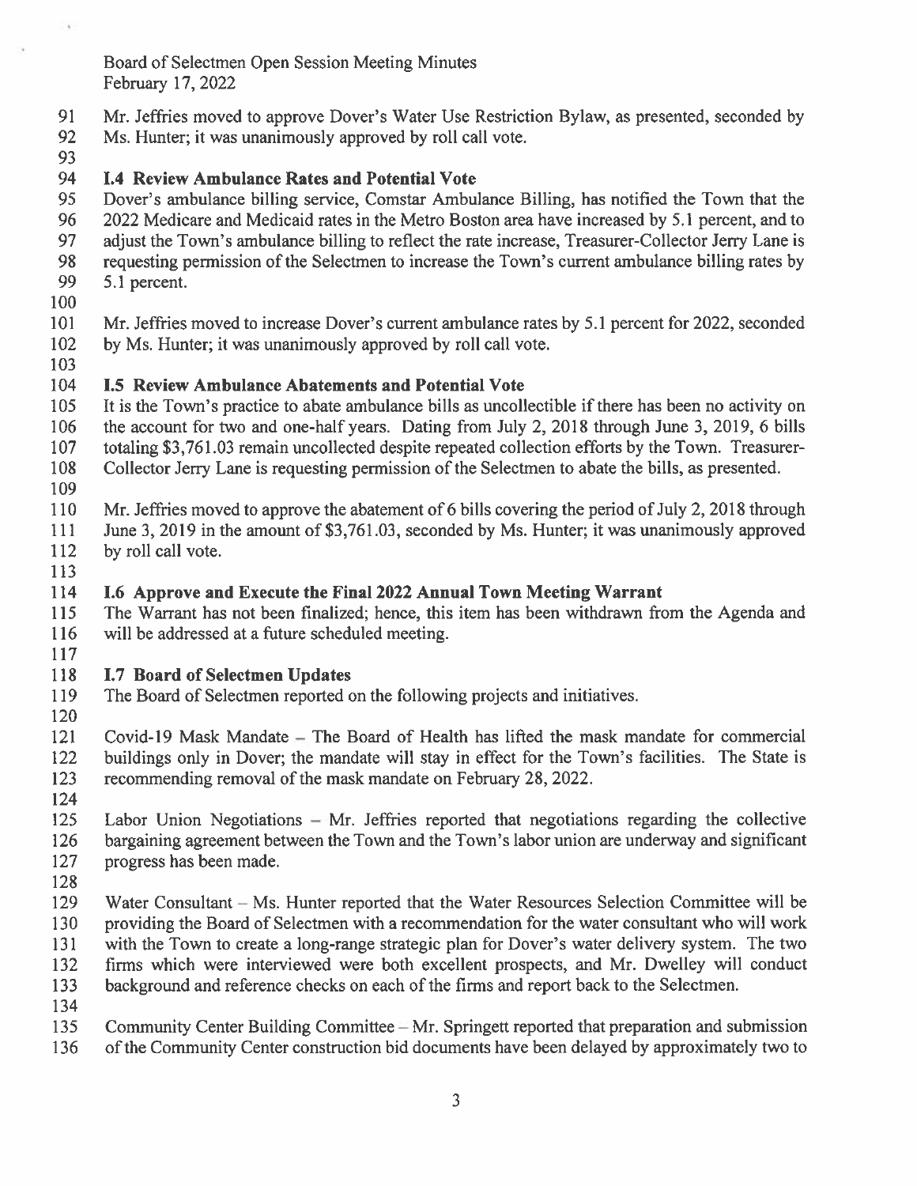Mr. Jeffries moved to approve Dover's Water Use Restriction Bylaw, as presented, seconded by Ms. Hunter; it was unanimously approved by roll call vote.

**I.4 Review Ambulance Rates and Potential Vote**

Dover's ambulance billing service, Comstar Ambulance Billing, has notified the Town that the 2022 Medicare and Medicaid rates in the Metro Boston area have increased by 5.1 percent, and to adjust the Town's ambulance billing to reflect the rate increase, Treasurer-Collector Jerry Lane is requesting permission of the Selectmen to increase the Town's current ambulance billing rates by 5.1 percent.

Mr. Jeffries moved to increase Dover's current ambulance rates by 5.1 percent for 2022, seconded by Ms. Hunter; it was unanimously approved by roll call vote.

**I.5 Review Ambulance Abatements and Potential Vote**

It is the Town's practice to abate ambulance bills as uncollectible if there has been no activity on the account for two and one-half years. Dating from July 2, 2018 through June 3, 2019, 6 bills totaling $3,761.03 remain uncollected despite repeated collection efforts by the Town. Treasurer-Collector Jerry Lane is requesting permission of the Selectmen to abate the bills, as presented.

Mr. Jeffries moved to approve the abatement of 6 bills covering the period of July 2, 2018 through June 3, 2019 in the amount of $3,761.03, seconded by Ms. Hunter; it was unanimously approved by roll call vote.

**I.6 Approve and Execute the Final 2022 Annual Town Meeting Warrant**

The Warrant has not been finalized; hence, this item has been withdrawn from the Agenda and will be addressed at a future scheduled meeting.

**I.7 Board of Selectmen Updates**

The Board of Selectmen reported on the following projects and initiatives.

Covid-19 Mask Mandate – The Board of Health has lifted the mask mandate for commercial buildings only in Dover; the mandate will stay in effect for the Town's facilities. The State is recommending removal of the mask mandate on February 28, 2022.

Labor Union Negotiations – Mr. Jeffries reported that negotiations regarding the collective bargaining agreement between the Town and the Town's labor union are underway and significant progress has been made.

Water Consultant – Ms. Hunter reported that the Water Resources Selection Committee will be providing the Board of Selectmen with a recommendation for the water consultant who will work with the Town to create a long-range strategic plan for Dover's water delivery system. The two firms which were interviewed were both excellent prospects, and Mr. Dwelley will conduct background and reference checks on each of the firms and report back to the Selectmen.

Community Center Building Committee – Mr. Springett reported that preparation and submission of the Community Center construction bid documents have been delayed by approximately two to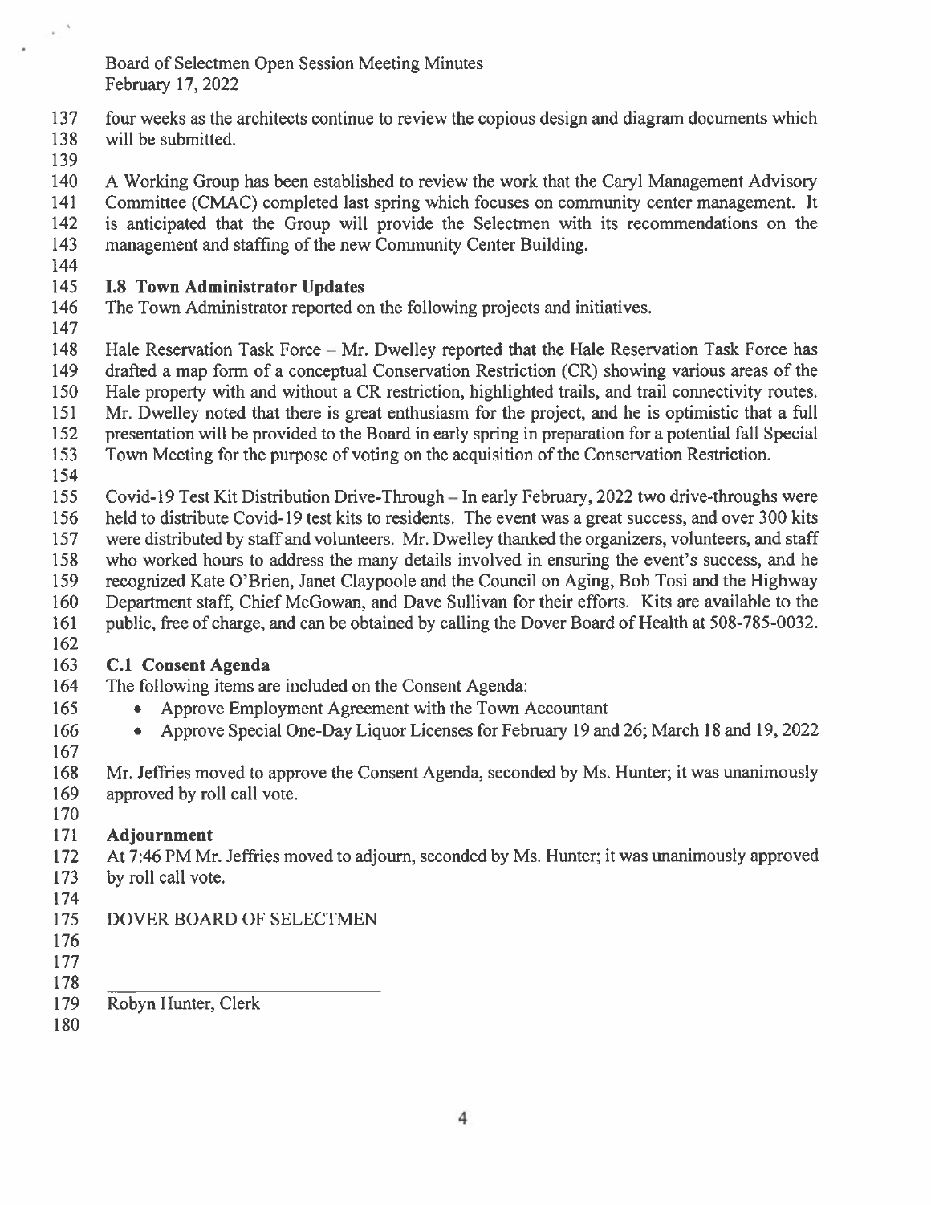four weeks as the architects continue to review the copious design and diagram documents which will be submitted.

A Working Group has been established to review the work that the Caryl Management Advisory Committee (CMAC) completed last spring which focuses on community center management. It is anticipated that the Group will provide the Selectmen with its recommendations on the management and staffing of the new Community Center Building.

**I.8 Town Administrator Updates**

The Town Administrator reported on the following projects and initiatives.

Hale Reservation Task Force – Mr. Dwelley reported that the Hale Reservation Task Force has drafted a map form of a conceptual Conservation Restriction (CR) showing various areas of the Hale property with and without a CR restriction, highlighted trails, and trail connectivity routes. Mr. Dwelley noted that there is great enthusiasm for the project, and he is optimistic that a full presentation will be provided to the Board in early spring in preparation for a potential fall Special Town Meeting for the purpose of voting on the acquisition of the Conservation Restriction.

Covid-19 Test Kit Distribution Drive-Through – In early February, 2022 two drive-throughs were held to distribute Covid-19 test kits to residents. The event was a great success, and over 300 kits were distributed by staff and volunteers. Mr. Dwelley thanked the organizers, volunteers, and staff who worked hours to address the many details involved in ensuring the event's success, and he recognized Kate O'Brien, Janet Claypoole and the Council on Aging, Bob Tosi and the Highway Department staff, Chief McGowan, and Dave Sullivan for their efforts. Kits are available to the public, free of charge, and can be obtained by calling the Dover Board of Health at 508-785-0032.

**C.1 Consent Agenda**

The following items are included on the Consent Agenda:

- Approve Employment Agreement with the Town Accountant
- Approve Special One-Day Liquor Licenses for February 19 and 26; March 18 and 19, 2022

Mr. Jeffries moved to approve the Consent Agenda, seconded by Ms. Hunter; it was unanimously approved by roll call vote.

**Adjournment**

At 7:46 PM Mr. Jeffries moved to adjourn, seconded by Ms. Hunter; it was unanimously approved by roll call vote.

DOVER BOARD OF SELECTMEN

\_\_\_\_\_\_\_\_\_\_\_\_\_\_\_\_\_\_\_\_\_\_\_\_\_\_\_\_\_\_

Robyn Hunter, Clerk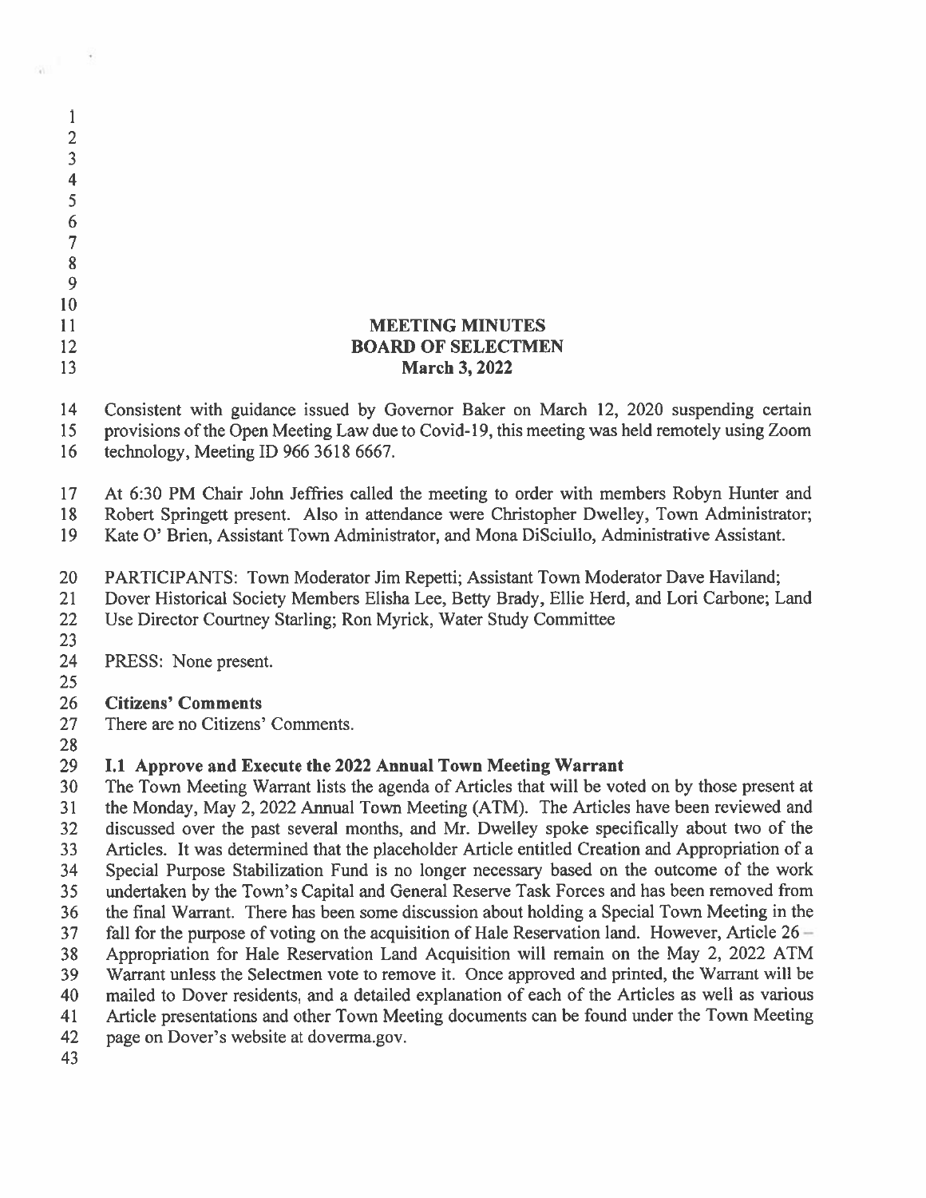# MEETING MINUTES
## BOARD OF SELECTMEN
### March 3, 2022

Consistent with guidance issued by Governor Baker on March 12, 2020 suspending certain provisions of the Open Meeting Law due to Covid-19, this meeting was held remotely using Zoom technology, Meeting ID 966 3618 6667.

At 6:30 PM Chair John Jeffries called the meeting to order with members Robyn Hunter and Robert Springett present. Also in attendance were Christopher Dwelley, Town Administrator; Kate O' Brien, Assistant Town Administrator, and Mona DiSciullo, Administrative Assistant.

PARTICIPANTS: Town Moderator Jim Repetti; Assistant Town Moderator Dave Haviland; Dover Historical Society Members Elisha Lee, Betty Brady, Ellie Herd, and Lori Carbone; Land Use Director Courtney Starling; Ron Myrick, Water Study Committee

PRESS: None present.

**Citizens' Comments**

There are no Citizens' Comments.

**I.1 Approve and Execute the 2022 Annual Town Meeting Warrant**

The Town Meeting Warrant lists the agenda of Articles that will be voted on by those present at the Monday, May 2, 2022 Annual Town Meeting (ATM). The Articles have been reviewed and discussed over the past several months, and Mr. Dwelley spoke specifically about two of the Articles. It was determined that the placeholder Article entitled Creation and Appropriation of a Special Purpose Stabilization Fund is no longer necessary based on the outcome of the work undertaken by the Town's Capital and General Reserve Task Forces and has been removed from the final Warrant. There has been some discussion about holding a Special Town Meeting in the fall for the purpose of voting on the acquisition of Hale Reservation land. However, Article 26 – Appropriation for Hale Reservation Land Acquisition will remain on the May 2, 2022 ATM Warrant unless the Selectmen vote to remove it. Once approved and printed, the Warrant will be mailed to Dover residents, and a detailed explanation of each of the Articles as well as various Article presentations and other Town Meeting documents can be found under the Town Meeting page on Dover's website at doverma.gov.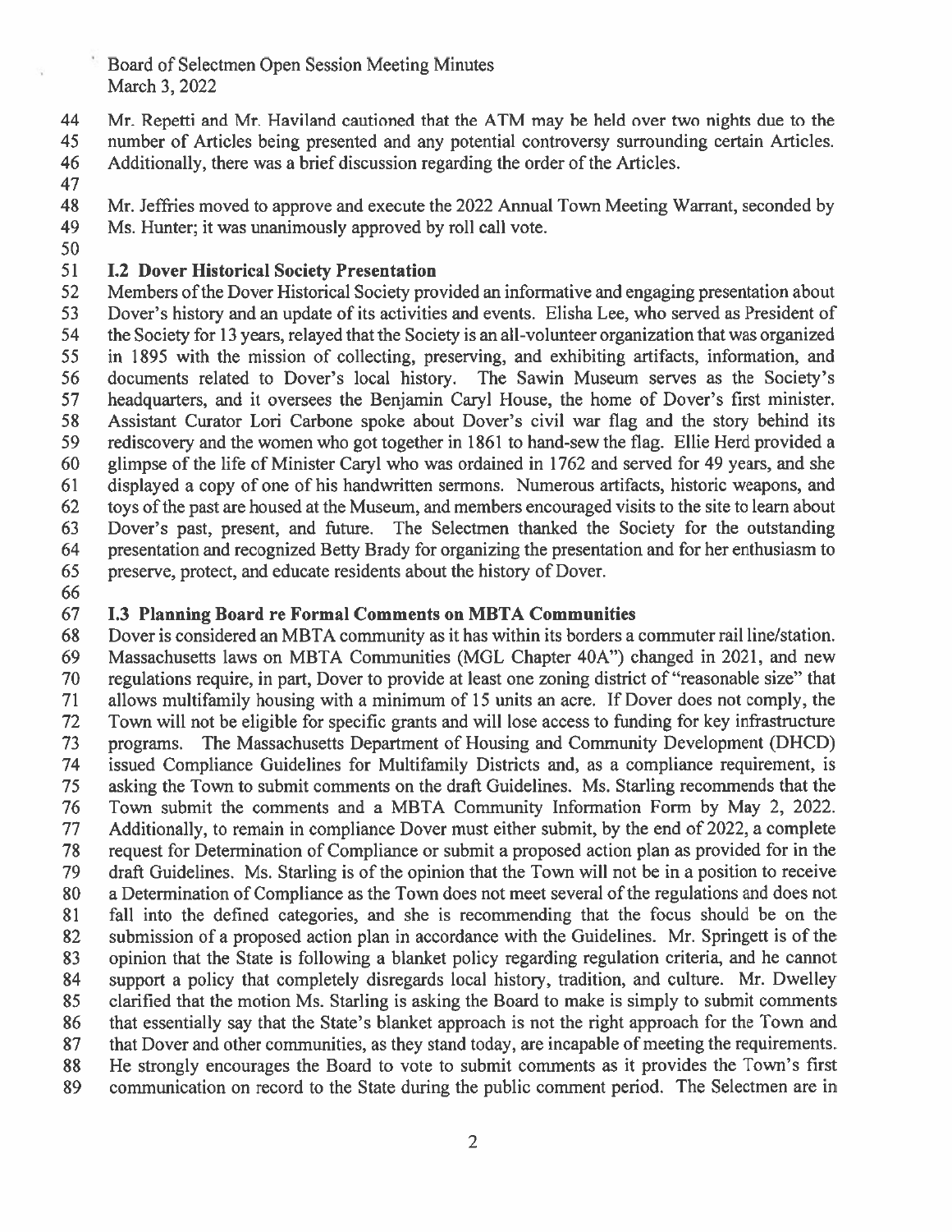Mr. Repetti and Mr. Haviland cautioned that the ATM may be held over two nights due to the number of Articles being presented and any potential controversy surrounding certain Articles. Additionally, there was a brief discussion regarding the order of the Articles.

Mr. Jeffries moved to approve and execute the 2022 Annual Town Meeting Warrant, seconded by Ms. Hunter; it was unanimously approved by roll call vote.

**I.2 Dover Historical Society Presentation**

Members of the Dover Historical Society provided an informative and engaging presentation about Dover's history and an update of its activities and events. Elisha Lee, who served as President of the Society for 13 years, relayed that the Society is an all-volunteer organization that was organized in 1895 with the mission of collecting, preserving, and exhibiting artifacts, information, and documents related to Dover's local history. The Sawin Museum serves as the Society's headquarters, and it oversees the Benjamin Caryl House, the home of Dover's first minister. Assistant Curator Lori Carbone spoke about Dover's civil war flag and the story behind its rediscovery and the women who got together in 1861 to hand-sew the flag. Ellie Herd provided a glimpse of the life of Minister Caryl who was ordained in 1762 and served for 49 years, and she displayed a copy of one of his handwritten sermons. Numerous artifacts, historic weapons, and toys of the past are housed at the Museum, and members encouraged visits to the site to learn about Dover's past, present, and future. The Selectmen thanked the Society for the outstanding presentation and recognized Betty Brady for organizing the presentation and for her enthusiasm to preserve, protect, and educate residents about the history of Dover.

**I.3 Planning Board re Formal Comments on MBTA Communities**

Dover is considered an MBTA community as it has within its borders a commuter rail line/station. Massachusetts laws on MBTA Communities (MGL Chapter 40A") changed in 2021, and new regulations require, in part, Dover to provide at least one zoning district of "reasonable size" that allows multifamily housing with a minimum of 15 units an acre. If Dover does not comply, the Town will not be eligible for specific grants and will lose access to funding for key infrastructure programs. The Massachusetts Department of Housing and Community Development (DHCD) issued Compliance Guidelines for Multifamily Districts and, as a compliance requirement, is asking the Town to submit comments on the draft Guidelines. Ms. Starling recommends that the Town submit the comments and a MBTA Community Information Form by May 2, 2022. Additionally, to remain in compliance Dover must either submit, by the end of 2022, a complete request for Determination of Compliance or submit a proposed action plan as provided for in the draft Guidelines. Ms. Starling is of the opinion that the Town will not be in a position to receive a Determination of Compliance as the Town does not meet several of the regulations and does not fall into the defined categories, and she is recommending that the focus should be on the submission of a proposed action plan in accordance with the Guidelines. Mr. Springett is of the opinion that the State is following a blanket policy regarding regulation criteria, and he cannot support a policy that completely disregards local history, tradition, and culture. Mr. Dwelley clarified that the motion Ms. Starling is asking the Board to make is simply to submit comments that essentially say that the State's blanket approach is not the right approach for the Town and that Dover and other communities, as they stand today, are incapable of meeting the requirements. He strongly encourages the Board to vote to submit comments as it provides the Town's first communication on record to the State during the public comment period. The Selectmen are in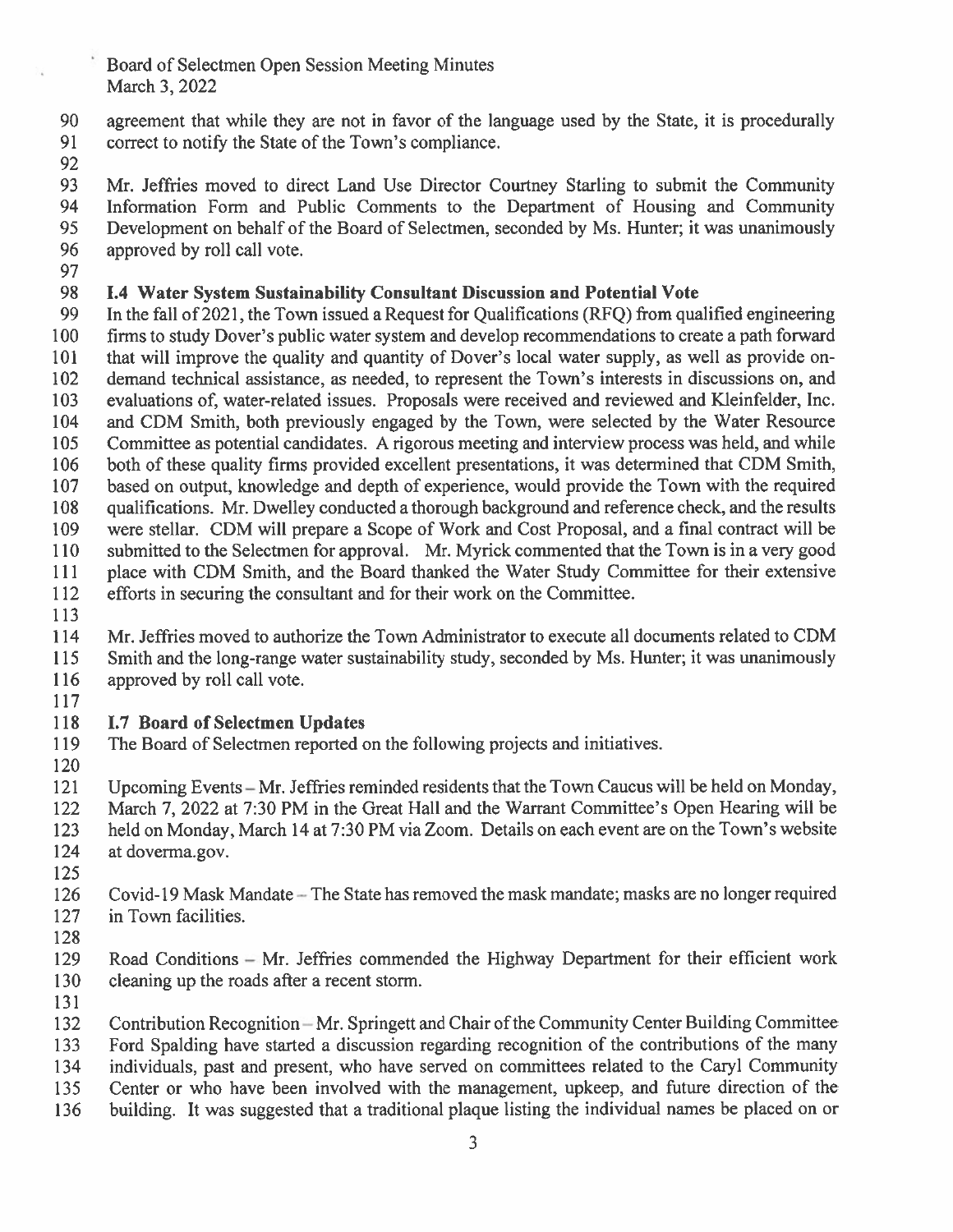agreement that while they are not in favor of the language used by the State, it is procedurally correct to notify the State of the Town's compliance.

Mr. Jeffries moved to direct Land Use Director Courtney Starling to submit the Community Information Form and Public Comments to the Department of Housing and Community Development on behalf of the Board of Selectmen, seconded by Ms. Hunter; it was unanimously approved by roll call vote.

### I.4 Water System Sustainability Consultant Discussion and Potential Vote

In the fall of 2021, the Town issued a Request for Qualifications (RFQ) from qualified engineering firms to study Dover's public water system and develop recommendations to create a path forward that will improve the quality and quantity of Dover's local water supply, as well as provide on-demand technical assistance, as needed, to represent the Town's interests in discussions on, and evaluations of, water-related issues. Proposals were received and reviewed and Kleinfelder, Inc. and CDM Smith, both previously engaged by the Town, were selected by the Water Resource Committee as potential candidates. A rigorous meeting and interview process was held, and while both of these quality firms provided excellent presentations, it was determined that CDM Smith, based on output, knowledge and depth of experience, would provide the Town with the required qualifications. Mr. Dwelley conducted a thorough background and reference check, and the results were stellar. CDM will prepare a Scope of Work and Cost Proposal, and a final contract will be submitted to the Selectmen for approval. Mr. Myrick commented that the Town is in a very good place with CDM Smith, and the Board thanked the Water Study Committee for their extensive efforts in securing the consultant and for their work on the Committee.

Mr. Jeffries moved to authorize the Town Administrator to execute all documents related to CDM Smith and the long-range water sustainability study, seconded by Ms. Hunter; it was unanimously approved by roll call vote.

### I.7 Board of Selectmen Updates

The Board of Selectmen reported on the following projects and initiatives.

Upcoming Events – Mr. Jeffries reminded residents that the Town Caucus will be held on Monday, March 7, 2022 at 7:30 PM in the Great Hall and the Warrant Committee's Open Hearing will be held on Monday, March 14 at 7:30 PM via Zoom. Details on each event are on the Town's website at doverma.gov.

Covid-19 Mask Mandate – The State has removed the mask mandate; masks are no longer required in Town facilities.

Road Conditions – Mr. Jeffries commended the Highway Department for their efficient work cleaning up the roads after a recent storm.

Contribution Recognition – Mr. Springett and Chair of the Community Center Building Committee Ford Spalding have started a discussion regarding recognition of the contributions of the many individuals, past and present, who have served on committees related to the Caryl Community Center or who have been involved with the management, upkeep, and future direction of the building. It was suggested that a traditional plaque listing the individual names be placed on or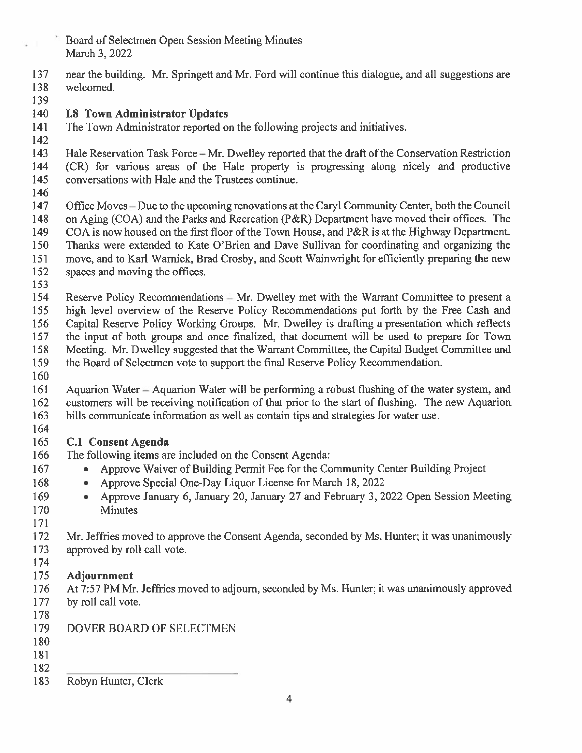near the building. Mr. Springett and Mr. Ford will continue this dialogue, and all suggestions are welcomed.

### I.8 Town Administrator Updates

The Town Administrator reported on the following projects and initiatives.

Hale Reservation Task Force – Mr. Dwelley reported that the draft of the Conservation Restriction (CR) for various areas of the Hale property is progressing along nicely and productive conversations with Hale and the Trustees continue.

Office Moves – Due to the upcoming renovations at the Caryl Community Center, both the Council on Aging (COA) and the Parks and Recreation (P&R) Department have moved their offices. The COA is now housed on the first floor of the Town House, and P&R is at the Highway Department. Thanks were extended to Kate O'Brien and Dave Sullivan for coordinating and organizing the move, and to Karl Warnick, Brad Crosby, and Scott Wainwright for efficiently preparing the new spaces and moving the offices.

Reserve Policy Recommendations – Mr. Dwelley met with the Warrant Committee to present a high level overview of the Reserve Policy Recommendations put forth by the Free Cash and Capital Reserve Policy Working Groups. Mr. Dwelley is drafting a presentation which reflects the input of both groups and once finalized, that document will be used to prepare for Town Meeting. Mr. Dwelley suggested that the Warrant Committee, the Capital Budget Committee and the Board of Selectmen vote to support the final Reserve Policy Recommendation.

Aquarion Water – Aquarion Water will be performing a robust flushing of the water system, and customers will be receiving notification of that prior to the start of flushing. The new Aquarion bills communicate information as well as contain tips and strategies for water use.

### C.1 Consent Agenda

The following items are included on the Consent Agenda:

- Approve Waiver of Building Permit Fee for the Community Center Building Project
- Approve Special One-Day Liquor License for March 18, 2022
- Approve January 6, January 20, January 27 and February 3, 2022 Open Session Meeting Minutes

Mr. Jeffries moved to approve the Consent Agenda, seconded by Ms. Hunter; it was unanimously approved by roll call vote.

### Adjournment

At 7:57 PM Mr. Jeffries moved to adjourn, seconded by Ms. Hunter; it was unanimously approved by roll call vote.

DOVER BOARD OF SELECTMEN

\_\_\_\_\_\_\_\_\_\_\_\_\_\_\_\_\_\_\_\_\_\_\_\_\_\_\_\_

Robyn Hunter, Clerk